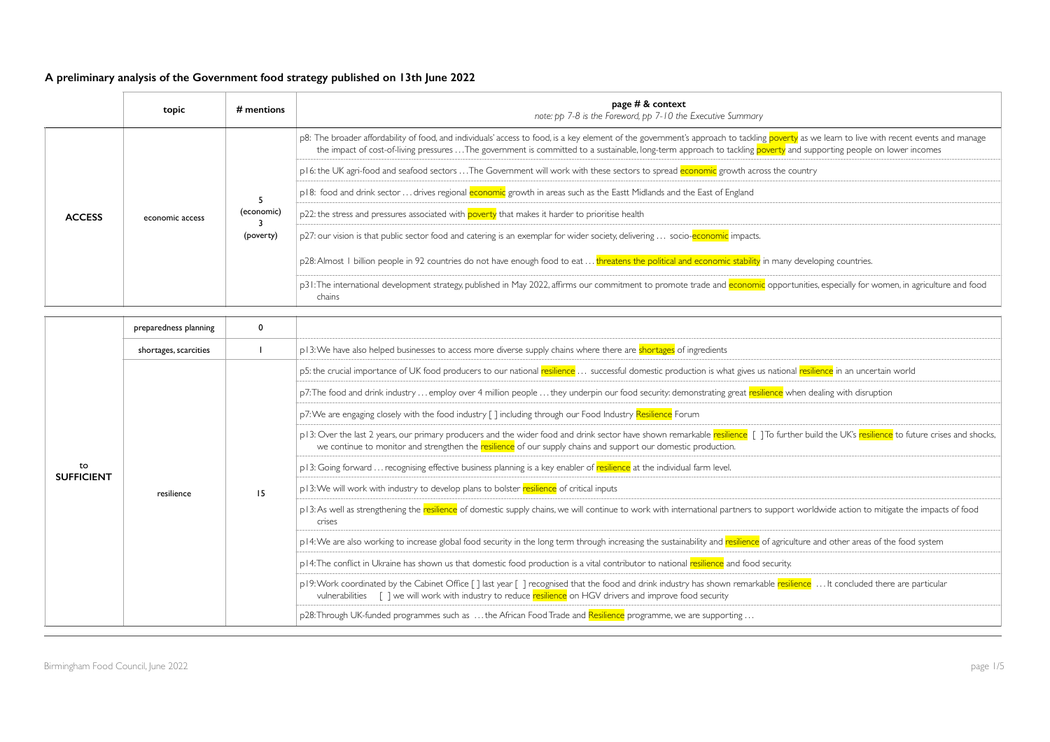## A preliminary analysis of the Government food strategy published on 13th June 2022

| | topic | # mentions | page # & context<br>*note: pp 7-8 is the Foreword, pp 7-10 the Executive Summary* |
|---|---|---|---|
| **ACCESS** | economic access | 5 (economic)<br>3 (poverty) | p8: The broader affordability of food, and individuals' access to food, is a key element of the government's approach to tackling poverty as we learn to live with recent events and manage the impact of cost-of-living pressures … The government is committed to a sustainable, long-term approach to tackling poverty and supporting people on lower incomes |
| | | | p16: the UK agri-food and seafood sectors … The Government will work with these sectors to spread economic growth across the country |
| | | | p18: food and drink sector … drives regional economic growth in areas such as the Eastt Midlands and the East of England |
| | | | p22: the stress and pressures associated with poverty that makes it harder to prioritise health |
| | | | p27: our vision is that public sector food and catering is an exemplar for wider society, delivering … socio-economic impacts. |
| | | | p28: Almost 1 billion people in 92 countries do not have enough food to eat … threatens the political and economic stability in many developing countries. |
| | | | p31: The international development strategy, published in May 2022, affirms our commitment to promote trade and economic opportunities, especially for women, in agriculture and food chains |

| | topic | # mentions | page # & context |
|---|---|---|---|
| **to SUFFICIENT** | preparedness planning | 0 | |
| | shortages, scarcities | 1 | p13: We have also helped businesses to access more diverse supply chains where there are shortages of ingredients |
| | resilience | 15 | p5: the crucial importance of UK food producers to our national resilience … successful domestic production is what gives us national resilience in an uncertain world |
| | | | p7: The food and drink industry … employ over 4 million people … they underpin our food security: demonstrating great resilience when dealing with disruption |
| | | | p7: We are engaging closely with the food industry [ ] including through our Food Industry Resilience Forum |
| | | | p13: Over the last 2 years, our primary producers and the wider food and drink sector have shown remarkable resilience [ ] To further build the UK's resilience to future crises and shocks, we continue to monitor and strengthen the resilience of our supply chains and support our domestic production. |
| | | | p13: Going forward … recognising effective business planning is a key enabler of resilience at the individual farm level. |
| | | | p13: We will work with industry to develop plans to bolster resilience of critical inputs |
| | | | p13: As well as strengthening the resilience of domestic supply chains, we will continue to work with international partners to support worldwide action to mitigate the impacts of food crises |
| | | | p14: We are also working to increase global food security in the long term through increasing the sustainability and resilience of agriculture and other areas of the food system |
| | | | p14: The conflict in Ukraine has shown us that domestic food production is a vital contributor to national resilience and food security. |
| | | | p19: Work coordinated by the Cabinet Office [ ] last year [ ] recognised that the food and drink industry has shown remarkable resilience … It concluded there are particular vulnerabilities [ ] we will work with industry to reduce resilience on HGV drivers and improve food security |
| | | | p28: Through UK-funded programmes such as … the African Food Trade and Resilience programme, we are supporting … |

Birmingham Food Council, June 2022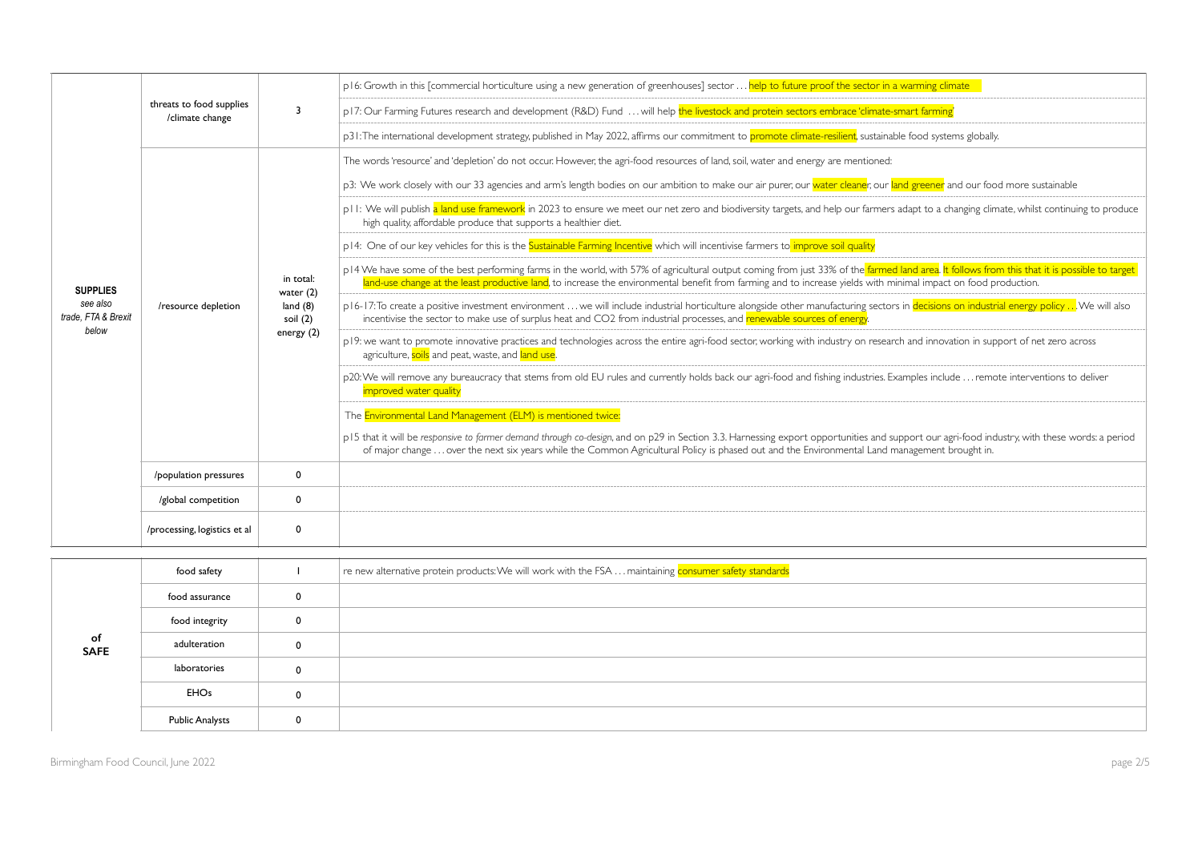| | | | |
|---|---|---|---|
| **SUPPLIES** *see also trade, FTA & Brexit below* | threats to food supplies /climate change | 3 | p16: Growth in this [commercial horticulture using a new generation of greenhouses] sector . . . help to future proof the sector in a warming climate |
| | | | p17: Our Farming Futures research and development (R&D) Fund . . . will help the livestock and protein sectors embrace 'climate-smart farming' |
| | | | p31: The international development strategy, published in May 2022, affirms our commitment to promote climate-resilient, sustainable food systems globally. |
| | /resource depletion | in total: water (2) land (8) soil (2) energy (2) | The words 'resource' and 'depletion' do not occur. However, the agri-food resources of land, soil, water and energy are mentioned: |
| | | | p3: We work closely with our 33 agencies and arm's length bodies on our ambition to make our air purer, our water cleaner, our land greener and our food more sustainable |
| | | | p11: We will publish a land use framework in 2023 to ensure we meet our net zero and biodiversity targets, and help our farmers adapt to a changing climate, whilst continuing to produce high quality, affordable produce that supports a healthier diet. |
| | | | p14: One of our key vehicles for this is the Sustainable Farming Incentive which will incentivise farmers to improve soil quality |
| | | | p14 We have some of the best performing farms in the world, with 57% of agricultural output coming from just 33% of the farmed land area. It follows from this that it is possible to target land-use change at the least productive land, to increase the environmental benefit from farming and to increase yields with minimal impact on food production. |
| | | | p16-17: To create a positive investment environment . . . we will include industrial horticulture alongside other manufacturing sectors in decisions on industrial energy policy . . . We will also incentivise the sector to make use of surplus heat and CO2 from industrial processes, and renewable sources of energy. |
| | | | p19: we want to promote innovative practices and technologies across the entire agri-food sector, working with industry on research and innovation in support of net zero across agriculture, soils and peat, waste, and land use. |
| | | | p20: We will remove any bureaucracy that stems from old EU rules and currently holds back our agri-food and fishing industries. Examples include . . . remote interventions to deliver improved water quality |
| | | | The Environmental Land Management (ELM) is mentioned twice: |
| | | | p15 that it will be *responsive to farmer demand through co-design*, and on p29 in Section 3.3. Harnessing export opportunities and support our agri-food industry, with these words: a period of major change . . . over the next six years while the Common Agricultural Policy is phased out and the Environmental Land management brought in. |
| | /population pressures | 0 | |
| | /global competition | 0 | |
| | /processing, logistics et al | 0 | |

| | | | |
|---|---|---|---|
| **of SAFE** | food safety | 1 | re new alternative protein products: We will work with the FSA . . . maintaining consumer safety standards |
| | food assurance | 0 | |
| | food integrity | 0 | |
| | adulteration | 0 | |
| | laboratories | 0 | |
| | EHOs | 0 | |
| | Public Analysts | 0 | |

Birmingham Food Council, June 2022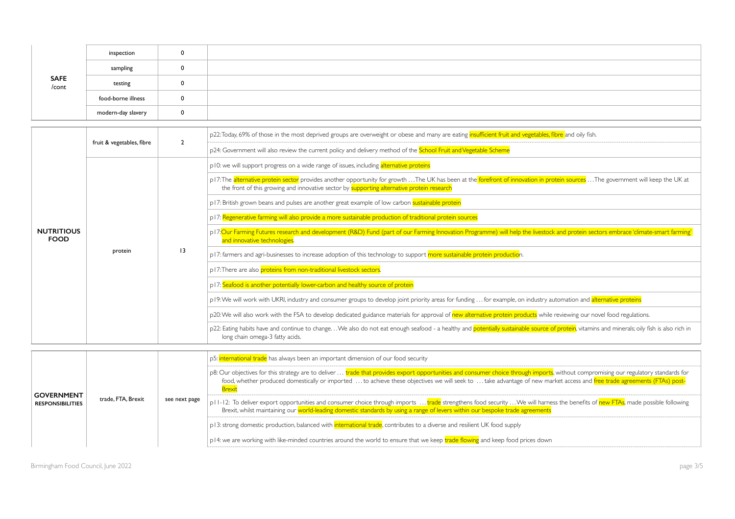| | | | |
|---|---|---|---|
| **SAFE** /cont | inspection | 0 | |
| | sampling | 0 | |
| | testing | 0 | |
| | food-borne illness | 0 | |
| | modern-day slavery | 0 | |

| | | | |
|---|---|---|---|
| **NUTRITIOUS FOOD** | fruit & vegetables, fibre | 2 | p22: Today, 69% of those in the most deprived groups are overweight or obese and many are eating insufficient fruit and vegetables, fibre and oily fish. |
| | | | p24: Government will also review the current policy and delivery method of the School Fruit and Vegetable Scheme |
| | protein | 13 | p10: we will support progress on a wide range of issues, including alternative proteins |
| | | | p17: The alternative protein sector provides another opportunity for growth … The UK has been at the forefront of innovation in protein sources … The government will keep the UK at the front of this growing and innovative sector by supporting alternative protein research |
| | | | p17: British grown beans and pulses are another great example of low carbon sustainable protein |
| | | | p17: Regenerative farming will also provide a more sustainable production of traditional protein sources |
| | | | p17: Our Farming Futures research and development (R&D) Fund (part of our Farming Innovation Programme) will help the livestock and protein sectors embrace 'climate-smart farming' and innovative technologies. |
| | | | p17: farmers and agri-businesses to increase adoption of this technology to support more sustainable protein production. |
| | | | p17: There are also proteins from non-traditional livestock sectors. |
| | | | p17: Seafood is another potentially lower-carbon and healthy source of protein |
| | | | p19: We will work with UKRI, industry and consumer groups to develop joint priority areas for funding … for example, on industry automation and alternative proteins |
| | | | p20: We will also work with the FSA to develop dedicated guidance materials for approval of new alternative protein products while reviewing our novel food regulations. |
| | | | p22: Eating habits have and continue to change… We also do not eat enough seafood - a healthy and potentially sustainable source of protein, vitamins and minerals; oily fish is also rich in long chain omega-3 fatty acids. |

| | | | |
|---|---|---|---|
| **GOVERNMENT RESPONSIBILITIES** | trade, FTA, Brexit | see next page | p5: international trade has always been an important dimension of our food security |
| | | | p8: Our objectives for this strategy are to deliver … trade that provides export opportunities and consumer choice through imports, without compromising our regulatory standards for food, whether produced domestically or imported … to achieve these objectives we will seek to … take advantage of new market access and free trade agreements (FTAs) post-Brexit |
| | | | p11-12: To deliver export opportunities and consumer choice through imports … trade strengthens food security … We will harness the benefits of new FTAs, made possible following Brexit, whilst maintaining our world-leading domestic standards by using a range of levers within our bespoke trade agreements |
| | | | p13: strong domestic production, balanced with international trade, contributes to a diverse and resilient UK food supply |
| | | | p14: we are working with like-minded countries around the world to ensure that we keep trade flowing and keep food prices down |

Birmingham Food Council, June 2022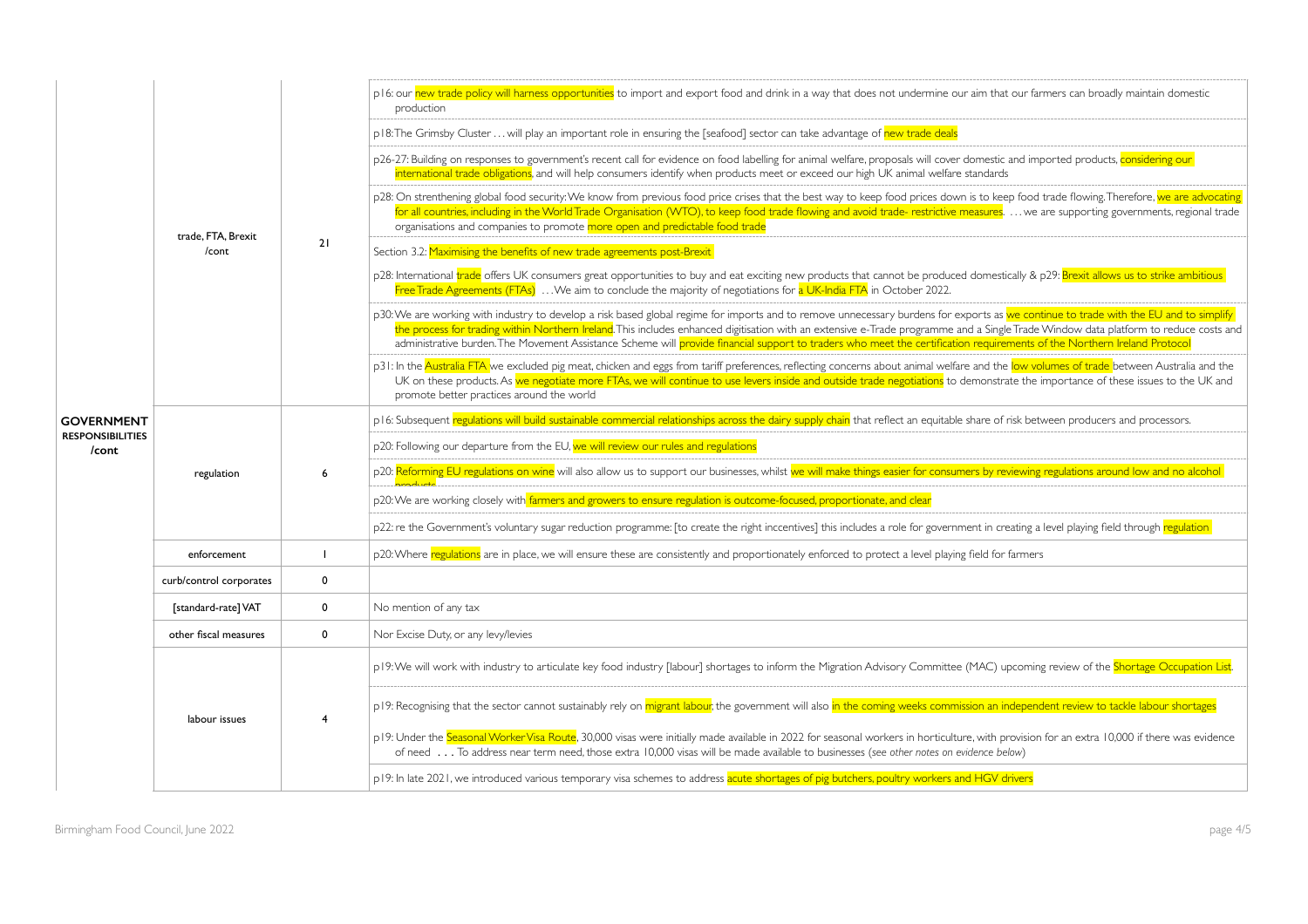| | | | |
|---|---|---|---|
| **GOVERNMENT RESPONSIBILITIES /cont** | trade, FTA, Brexit /cont | 21 | p16: our new trade policy will harness opportunities to import and export food and drink in a way that does not undermine our aim that our farmers can broadly maintain domestic production<br><br>p18: The Grimsby Cluster … will play an important role in ensuring the [seafood] sector can take advantage of new trade deals<br><br>p26-27: Building on responses to government's recent call for evidence on food labelling for animal welfare, proposals will cover domestic and imported products, considering our international trade obligations, and will help consumers identify when products meet or exceed our high UK animal welfare standards<br><br>p28: On strenthening global food security: We know from previous food price crises that the best way to keep food prices down is to keep food trade flowing. Therefore, we are advocating for all countries, including in the World Trade Organisation (WTO), to keep food trade flowing and avoid trade- restrictive measures. … we are supporting governments, regional trade organisations and companies to promote more open and predictable food trade<br><br>Section 3.2: Maximising the benefits of new trade agreements post-Brexit<br><br>p28: International trade offers UK consumers great opportunities to buy and eat exciting new products that cannot be produced domestically & p29: Brexit allows us to strike ambitious Free Trade Agreements (FTAs) … We aim to conclude the majority of negotiations for a UK-India FTA in October 2022.<br><br>p30: We are working with industry to develop a risk based global regime for imports and to remove unnecessary burdens for exports as we continue to trade with the EU and to simplify the process for trading within Northern Ireland. This includes enhanced digitisation with an extensive e-Trade programme and a Single Trade Window data platform to reduce costs and administrative burden. The Movement Assistance Scheme will provide financial support to traders who meet the certification requirements of the Northern Ireland Protocol<br><br>p31: In the Australia FTA we excluded pig meat, chicken and eggs from tariff preferences, reflecting concerns about animal welfare and the low volumes of trade between Australia and the UK on these products. As we negotiate more FTAs, we will continue to use levers inside and outside trade negotiations to demonstrate the importance of these issues to the UK and promote better practices around the world |
| | regulation | 6 | p16: Subsequent regulations will build sustainable commercial relationships across the dairy supply chain that reflect an equitable share of risk between producers and processors.<br><br>p20: Following our departure from the EU, we will review our rules and regulations<br><br>p20: Reforming EU regulations on wine will also allow us to support our businesses, whilst we will make things easier for consumers by reviewing regulations around low and no alcohol products<br><br>p20: We are working closely with farmers and growers to ensure regulation is outcome-focused, proportionate, and clear<br><br>p22: re the Government's voluntary sugar reduction programme: [to create the right inccentives] this includes a role for government in creating a level playing field through regulation |
| | enforcement | 1 | p20: Where regulations are in place, we will ensure these are consistently and proportionately enforced to protect a level playing field for farmers |
| | curb/control corporates | 0 | |
| | [standard-rate] VAT | 0 | No mention of any tax |
| | other fiscal measures | 0 | Nor Excise Duty, or any levy/levies |
| | labour issues | 4 | p19: We will work with industry to articulate key food industry [labour] shortages to inform the Migration Advisory Committee (MAC) upcoming review of the Shortage Occupation List.<br><br>p19: Recognising that the sector cannot sustainably rely on migrant labour, the government will also in the coming weeks commission an independent review to tackle labour shortages<br><br>p19: Under the Seasonal Worker Visa Route, 30,000 visas were initially made available in 2022 for seasonal workers in horticulture, with provision for an extra 10,000 if there was evidence of need . . . To address near term need, those extra 10,000 visas will be made available to businesses (*see other notes on evidence below*)<br><br>p19: In late 2021, we introduced various temporary visa schemes to address acute shortages of pig butchers, poultry workers and HGV drivers |

Birmingham Food Council, June 2022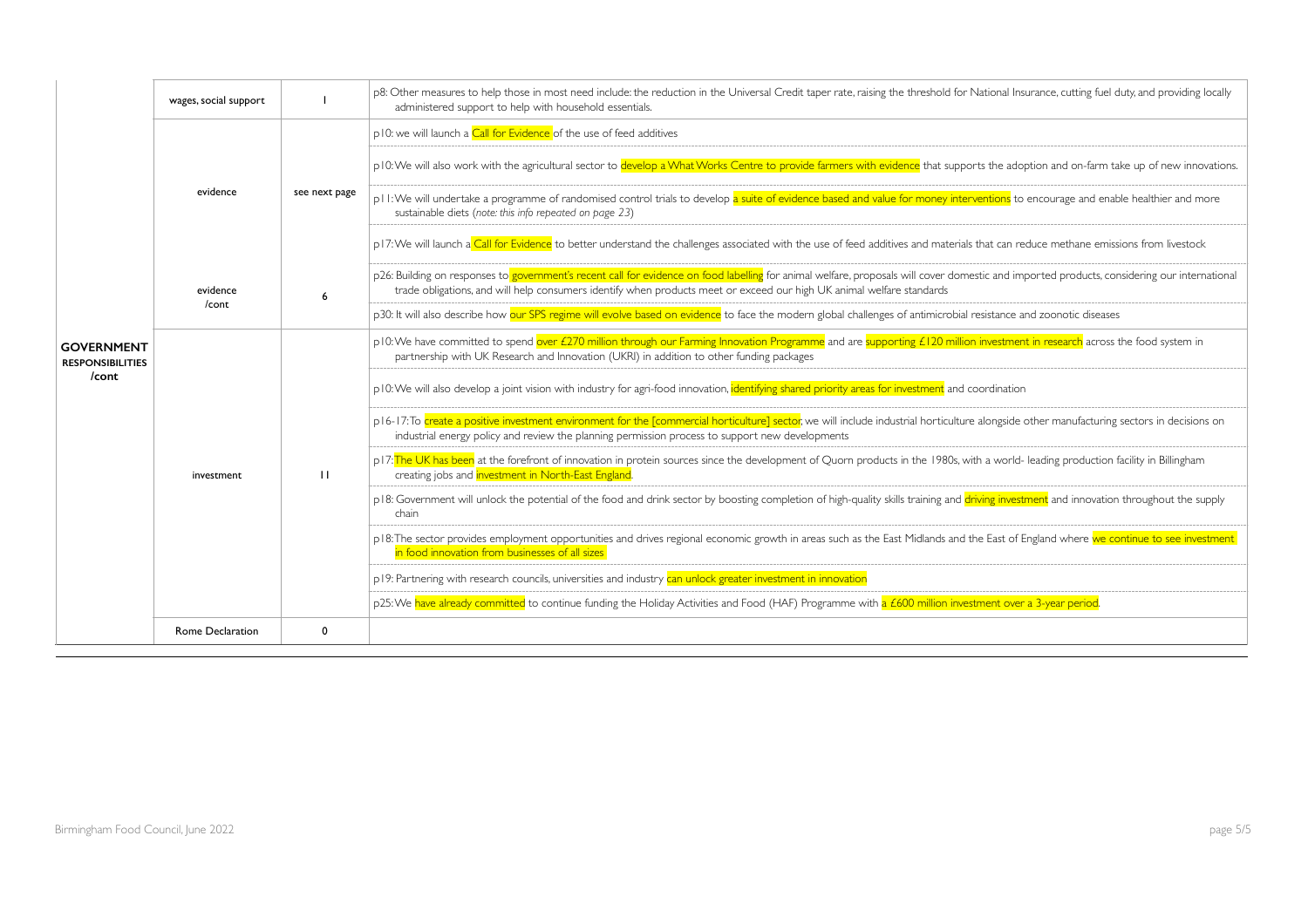| | | | |
|---|---|---|---|
| **GOVERNMENT RESPONSIBILITIES /cont** | wages, social support | 1 | p8: Other measures to help those in most need include: the reduction in the Universal Credit taper rate, raising the threshold for National Insurance, cutting fuel duty, and providing locally administered support to help with household essentials. |
| | evidence | see next page | p10: we will launch a Call for Evidence of the use of feed additives |
| | | | p10: We will also work with the agricultural sector to develop a What Works Centre to provide farmers with evidence that supports the adoption and on-farm take up of new innovations. |
| | | | p11: We will undertake a programme of randomised control trials to develop a suite of evidence based and value for money interventions to encourage and enable healthier and more sustainable diets (*note: this info repeated on page 23*) |
| | | | p17: We will launch a Call for Evidence to better understand the challenges associated with the use of feed additives and materials that can reduce methane emissions from livestock |
| | evidence /cont | 6 | p26: Building on responses to government's recent call for evidence on food labelling for animal welfare, proposals will cover domestic and imported products, considering our international trade obligations, and will help consumers identify when products meet or exceed our high UK animal welfare standards |
| | | | p30: It will also describe how our SPS regime will evolve based on evidence to face the modern global challenges of antimicrobial resistance and zoonotic diseases |
| | investment | 11 | p10: We have committed to spend over £270 million through our Farming Innovation Programme and are supporting £120 million investment in research across the food system in partnership with UK Research and Innovation (UKRI) in addition to other funding packages |
| | | | p10: We will also develop a joint vision with industry for agri-food innovation, identifying shared priority areas for investment and coordination |
| | | | p16-17: To create a positive investment environment for the [commercial horticulture] sector, we will include industrial horticulture alongside other manufacturing sectors in decisions on industrial energy policy and review the planning permission process to support new developments |
| | | | p17: The UK has been at the forefront of innovation in protein sources since the development of Quorn products in the 1980s, with a world- leading production facility in Billingham creating jobs and investment in North-East England. |
| | | | p18: Government will unlock the potential of the food and drink sector by boosting completion of high-quality skills training and driving investment and innovation throughout the supply chain |
| | | | p18: The sector provides employment opportunities and drives regional economic growth in areas such as the East Midlands and the East of England where we continue to see investment in food innovation from businesses of all sizes |
| | | | p19: Partnering with research councils, universities and industry can unlock greater investment in innovation |
| | | | p25: We have already committed to continue funding the Holiday Activities and Food (HAF) Programme with a £600 million investment over a 3-year period. |
| | Rome Declaration | 0 | |

Birmingham Food Council, June 2022